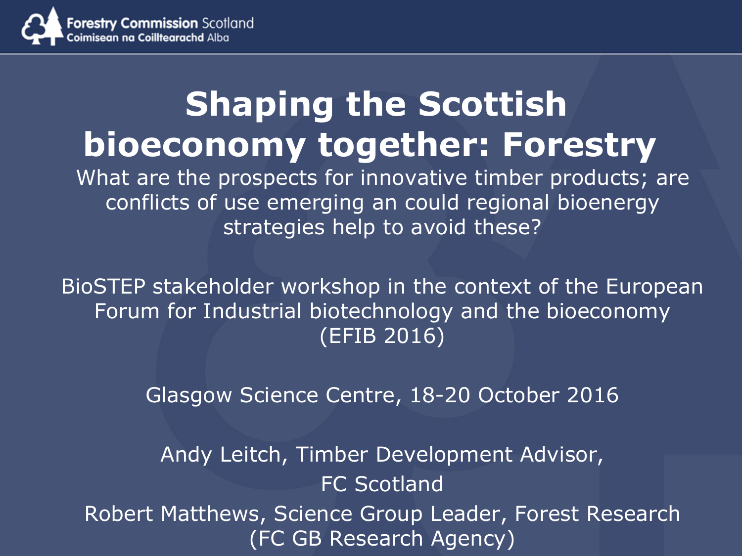Forestry Commission Scotland
Coimisean na Coilltearachd Alba

# Shaping the Scottish bioeconomy together: Forestry

What are the prospects for innovative timber products; are conflicts of use emerging an could regional bioenergy strategies help to avoid these?

BioSTEP stakeholder workshop in the context of the European Forum for Industrial biotechnology and the bioeconomy (EFIB 2016)

Glasgow Science Centre, 18-20 October 2016

Andy Leitch, Timber Development Advisor, FC Scotland

Robert Matthews, Science Group Leader, Forest Research (FC GB Research Agency)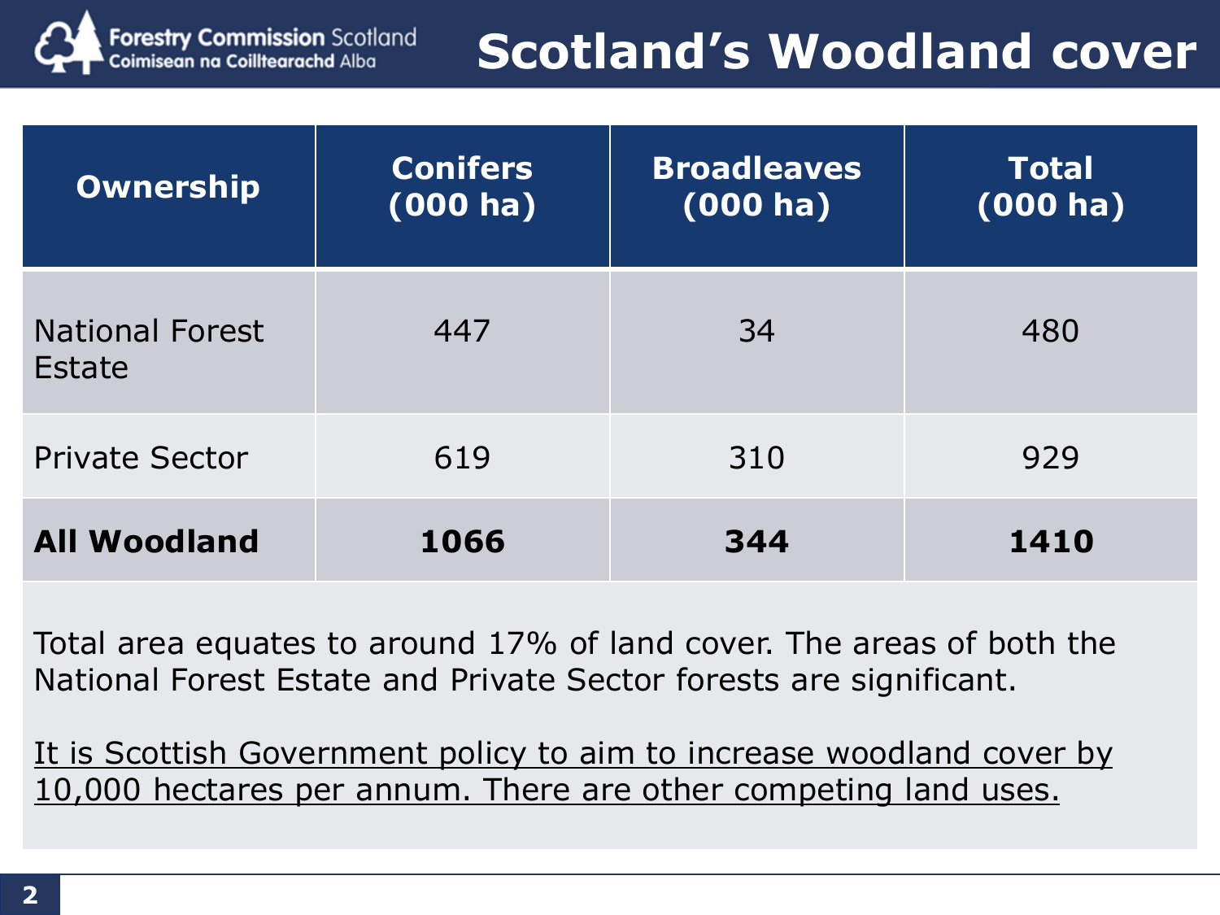# Scotland's Woodland cover

| Ownership | Conifers (000 ha) | Broadleaves (000 ha) | Total (000 ha) |
|---|---|---|---|
| National Forest Estate | 447 | 34 | 480 |
| Private Sector | 619 | 310 | 929 |
| **All Woodland** | **1066** | **344** | **1410** |

Total area equates to around 17% of land cover. The areas of both the National Forest Estate and Private Sector forests are significant.

<u>It is Scottish Government policy to aim to increase woodland cover by 10,000 hectares per annum. There are other competing land uses.</u>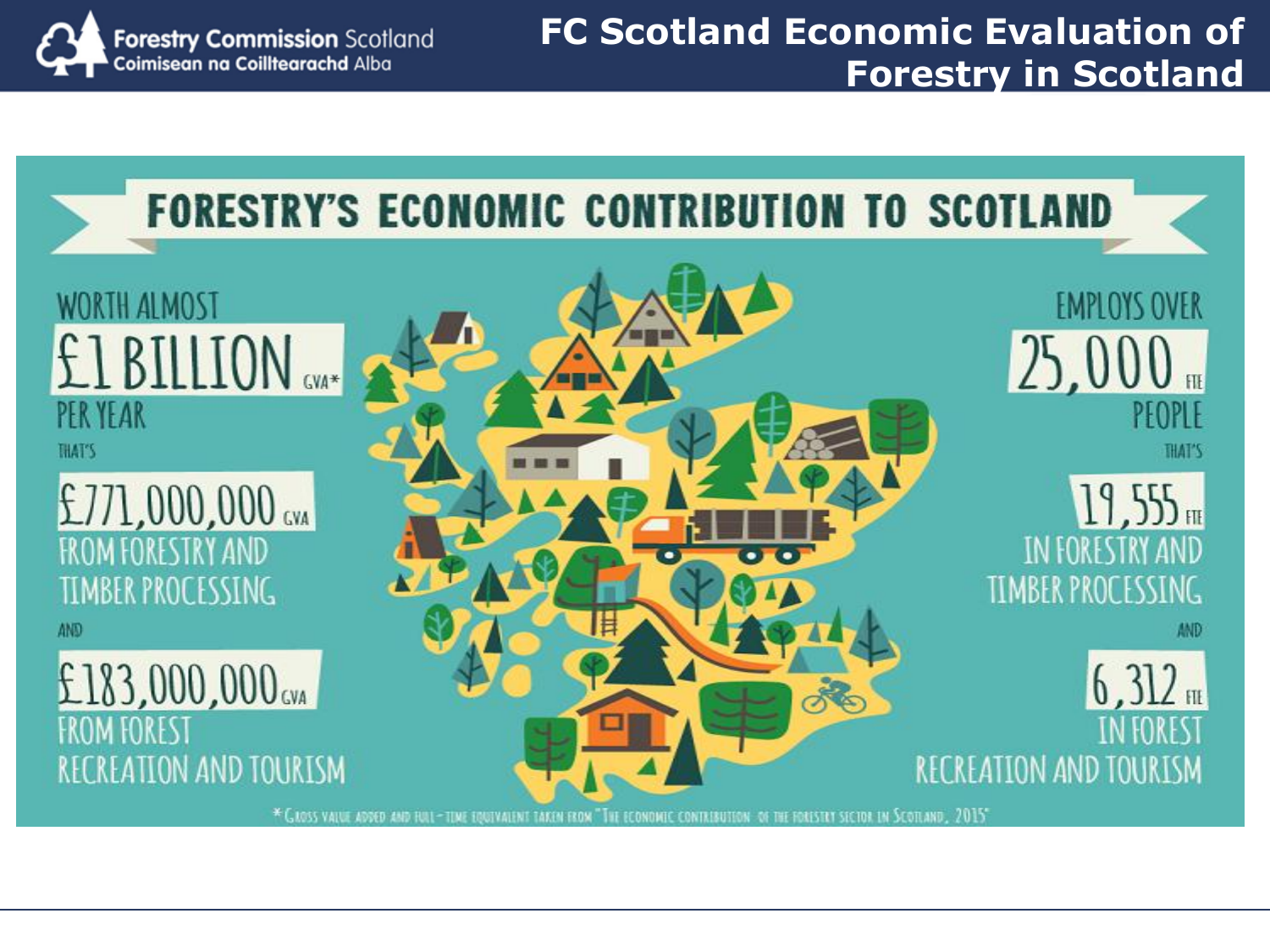# FC Scotland Economic Evaluation of Forestry in Scotland

## FORESTRY'S ECONOMIC CONTRIBUTION TO SCOTLAND

WORTH ALMOST **£1 BILLION** GVA* PER YEAR

THAT'S

**£771,000,000** GVA FROM FORESTRY AND TIMBER PROCESSING

AND

**£183,000,000** GVA FROM FOREST RECREATION AND TOURISM

EMPLOYS OVER **25,000** FTE PEOPLE

THAT'S

**19,555** FTE IN FORESTRY AND TIMBER PROCESSING

AND

**6,312** FTE IN FOREST RECREATION AND TOURISM

* Gross value added and full-time equivalent taken from "The economic contribution of the forestry sector in Scotland, 2015"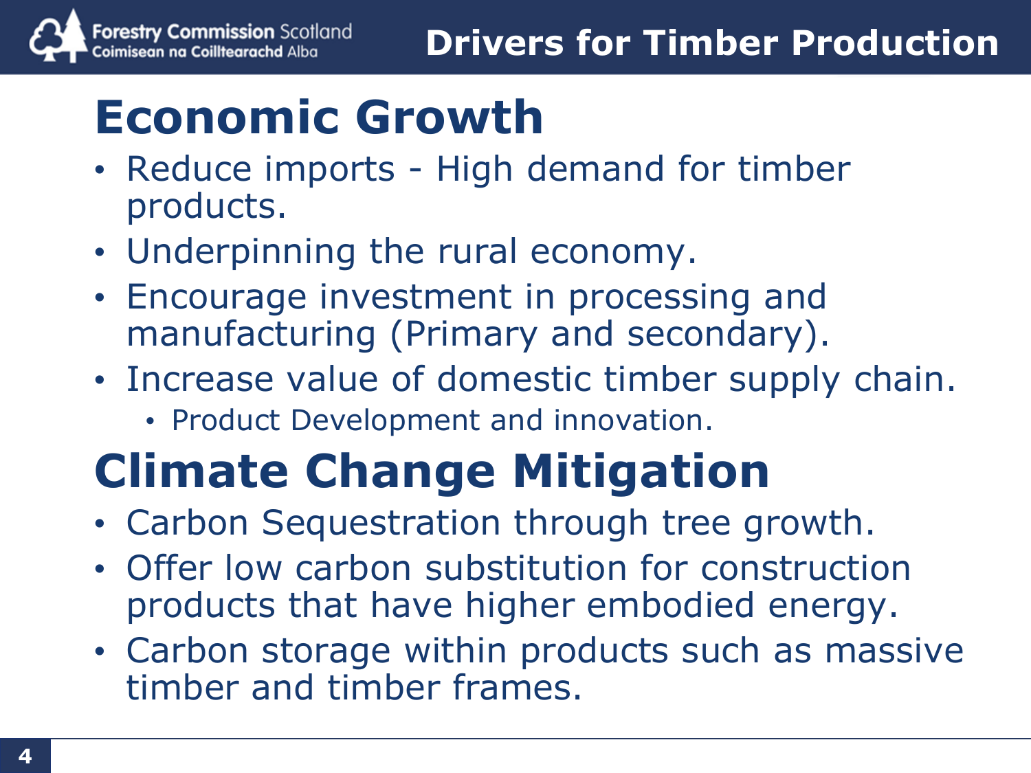# Drivers for Timber Production

## Economic Growth

- Reduce imports - High demand for timber products.
- Underpinning the rural economy.
- Encourage investment in processing and manufacturing (Primary and secondary).
- Increase value of domestic timber supply chain.
  - Product Development and innovation.

## Climate Change Mitigation

- Carbon Sequestration through tree growth.
- Offer low carbon substitution for construction products that have higher embodied energy.
- Carbon storage within products such as massive timber and timber frames.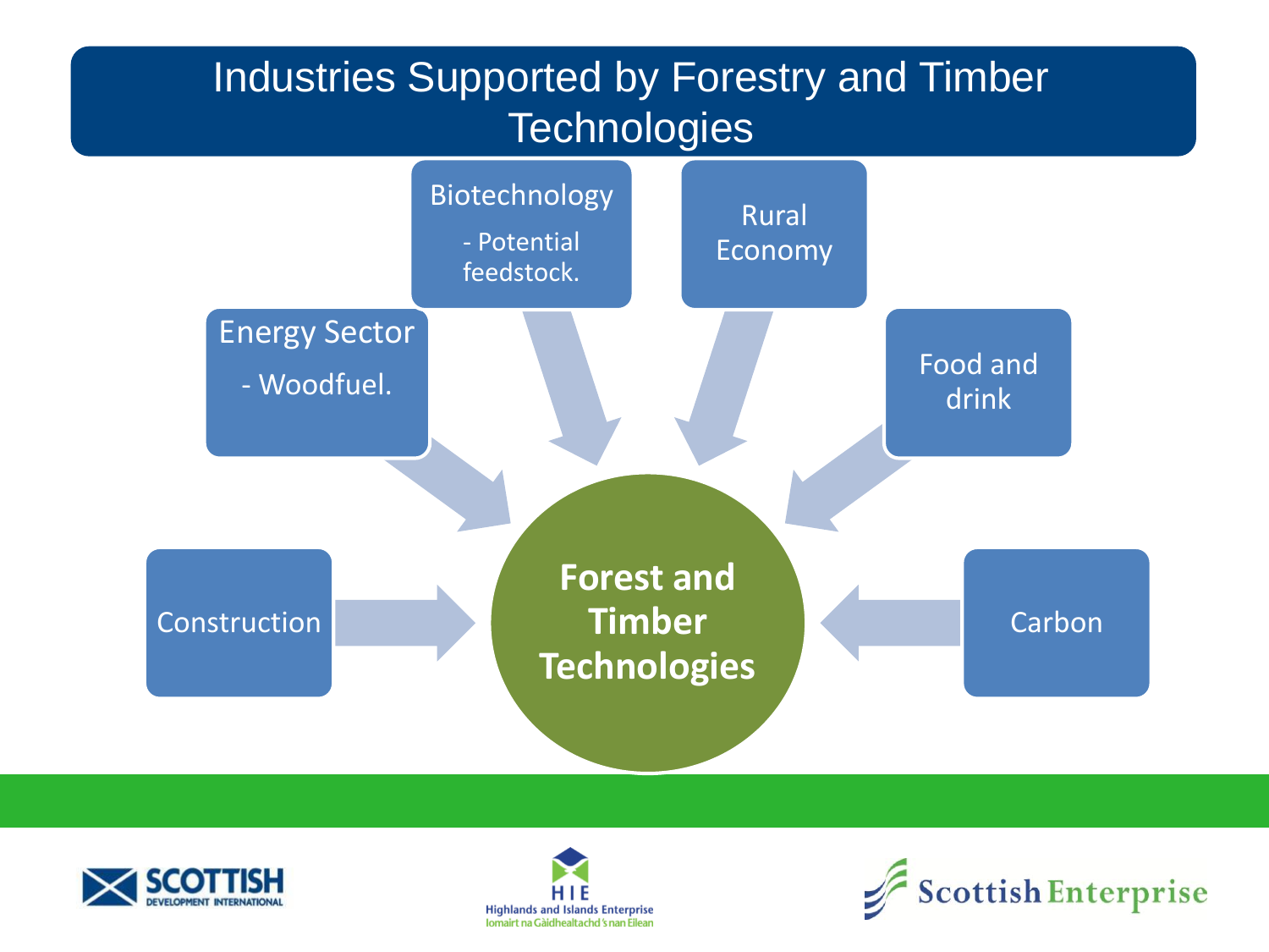# Industries Supported by Forestry and Timber Technologies

- Energy Sector
  - Woodfuel.
- Biotechnology
  - Potential feedstock.
- Rural Economy
- Food and drink
- Construction
- Carbon

**Forest and Timber Technologies**

SCOTTISH DEVELOPMENT INTERNATIONAL

HIE Highlands and Islands Enterprise
Iomairt na Gàidhealtachd 's nan Eilean

Scottish Enterprise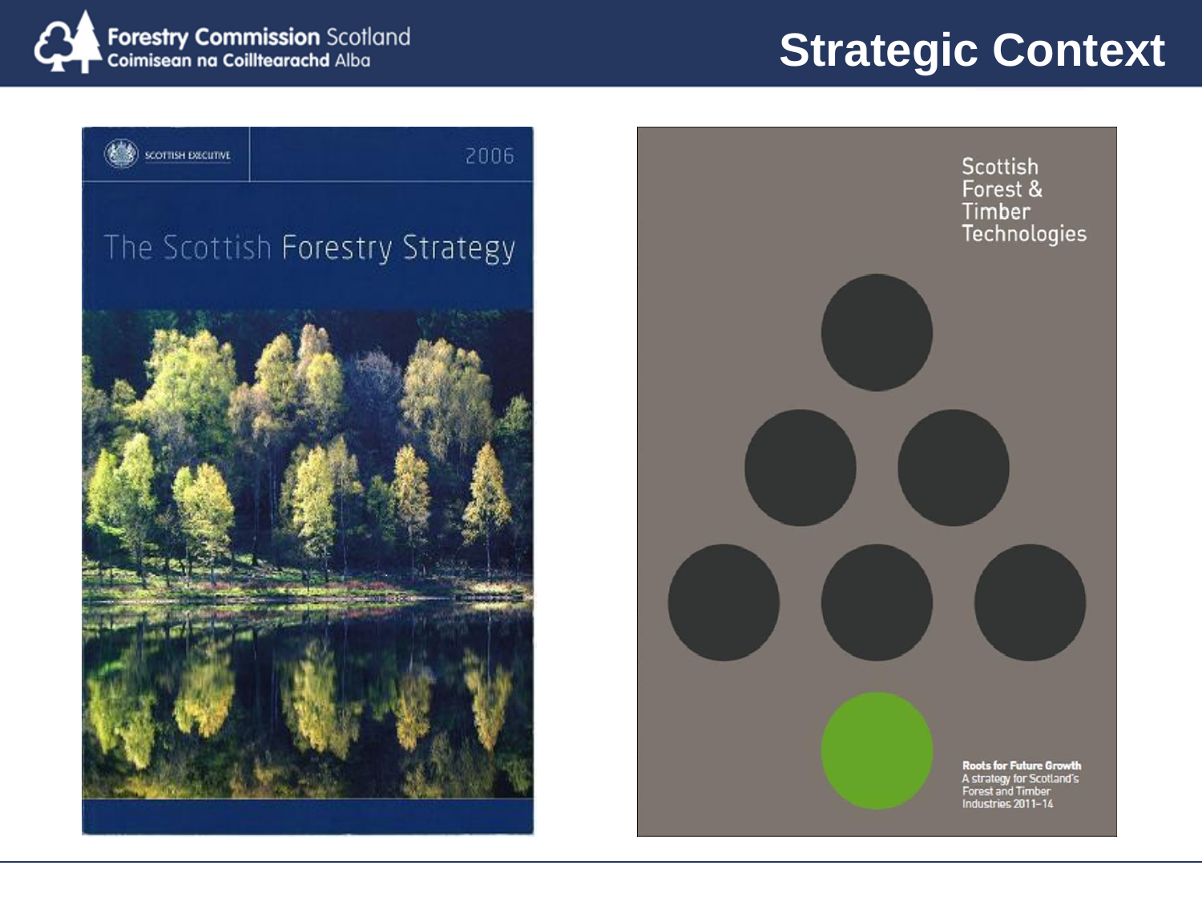# Strategic Context

SCOTTISH EXECUTIVE 2006

The Scottish Forestry Strategy

Scottish Forest & Timber Technologies

**Roots for Future Growth**
A strategy for Scotland's Forest and Timber Industries 2011–14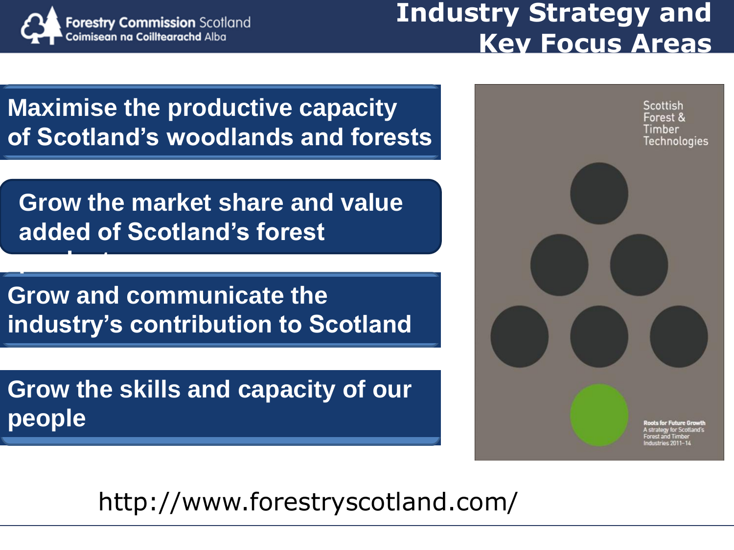# Industry Strategy and Key Focus Areas

- **Maximise the productive capacity of Scotland's woodlands and forests**
- **Grow the market share and value added of Scotland's forest products**
- **Grow and communicate the industry's contribution to Scotland**
- **Grow the skills and capacity of our people**

Scottish Forest & Timber Technologies

**Roots for Future Growth**
A strategy for Scotland's Forest and Timber Industries 2011–14

http://www.forestryscotland.com/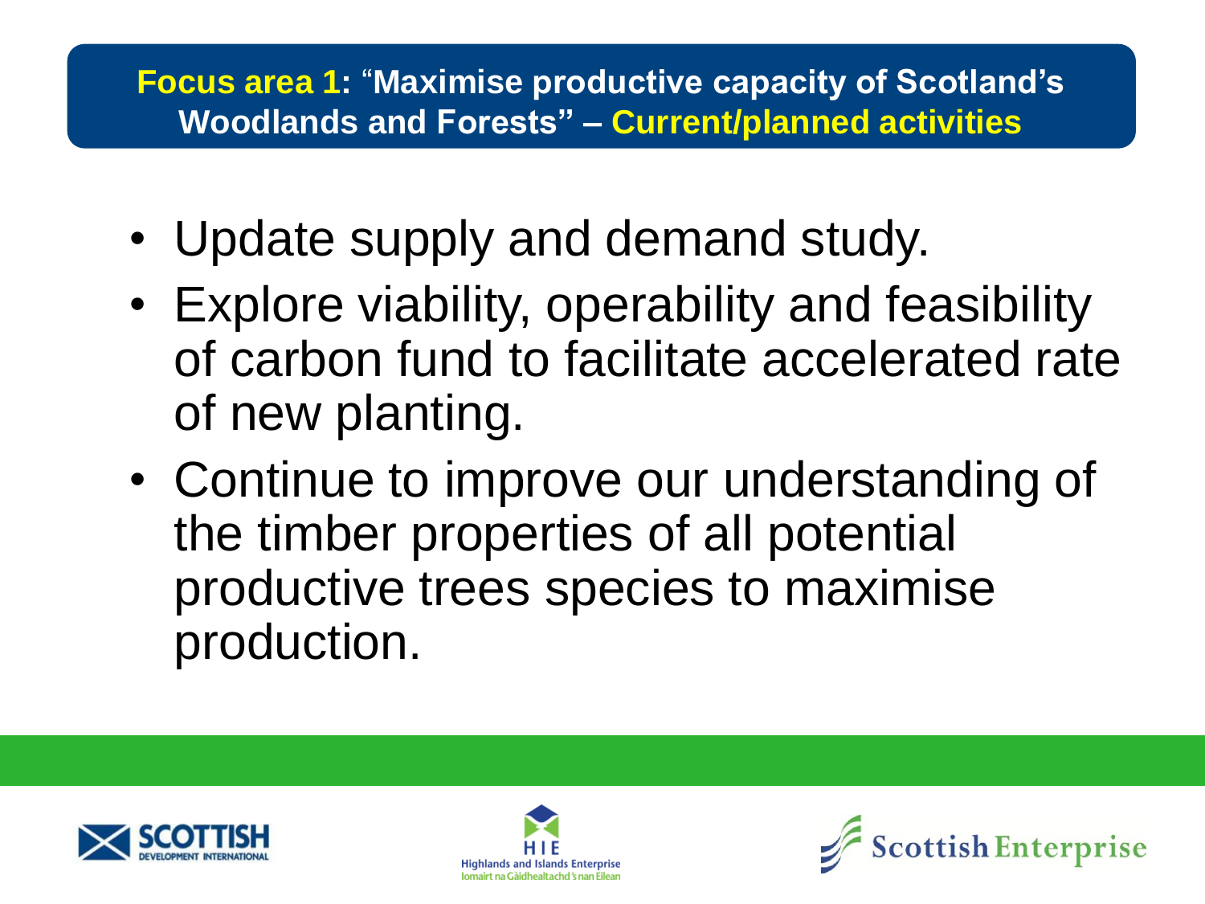## Focus area 1: "Maximise productive capacity of Scotland's Woodlands and Forests" – Current/planned activities

- Update supply and demand study.
- Explore viability, operability and feasibility of carbon fund to facilitate accelerated rate of new planting.
- Continue to improve our understanding of the timber properties of all potential productive trees species to maximise production.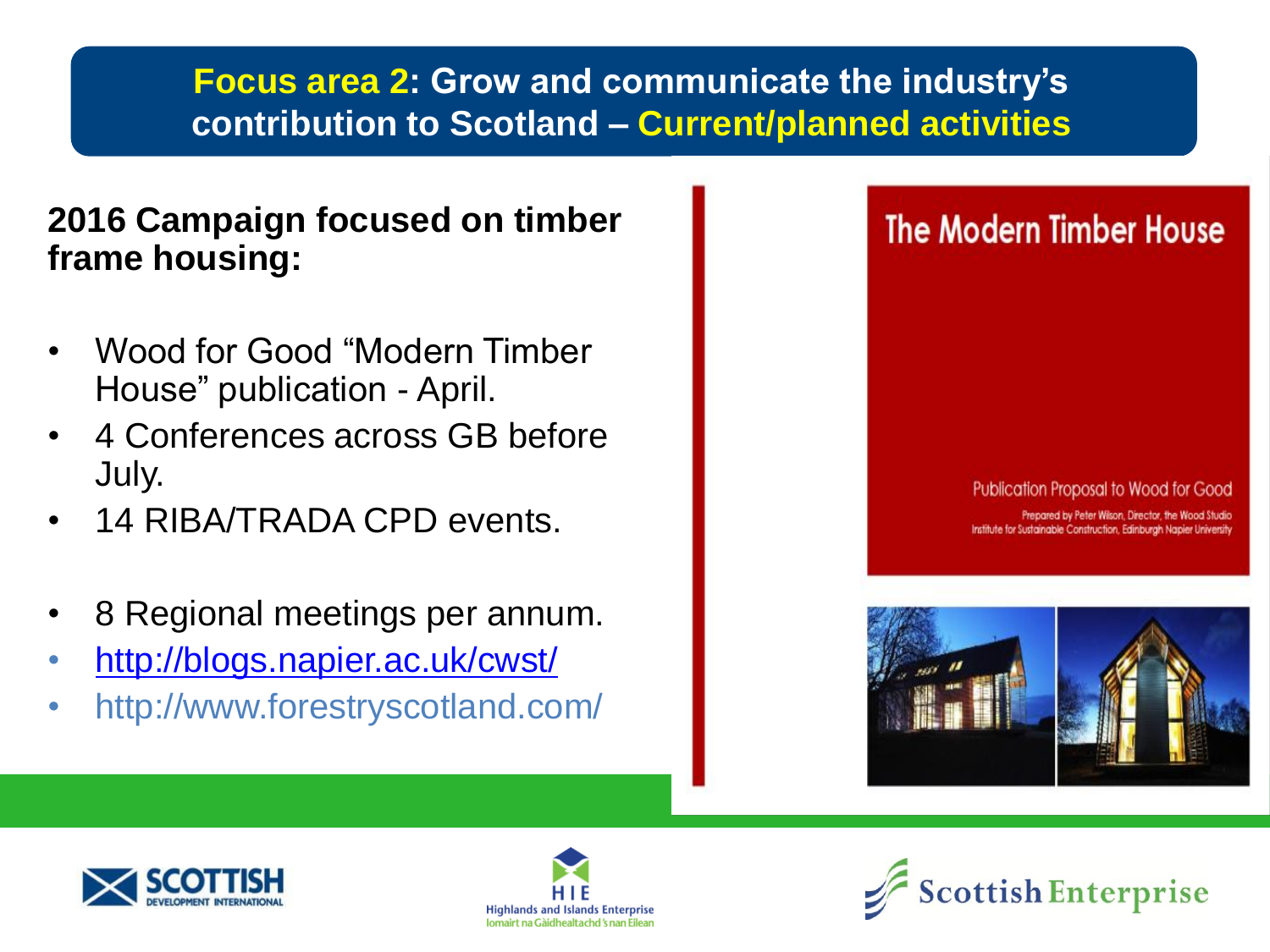# Focus area 2: Grow and communicate the industry's contribution to Scotland – Current/planned activities

**2016 Campaign focused on timber frame housing:**

- Wood for Good "Modern Timber House" publication - April.
- 4 Conferences across GB before July.
- 14 RIBA/TRADA CPD events.
- 8 Regional meetings per annum.
- http://blogs.napier.ac.uk/cwst/
- http://www.forestryscotland.com/

The Modern Timber House

Publication Proposal to Wood for Good

Prepared by Peter Wilson, Director, the Wood Studio
Institute for Sustainable Construction, Edinburgh Napier University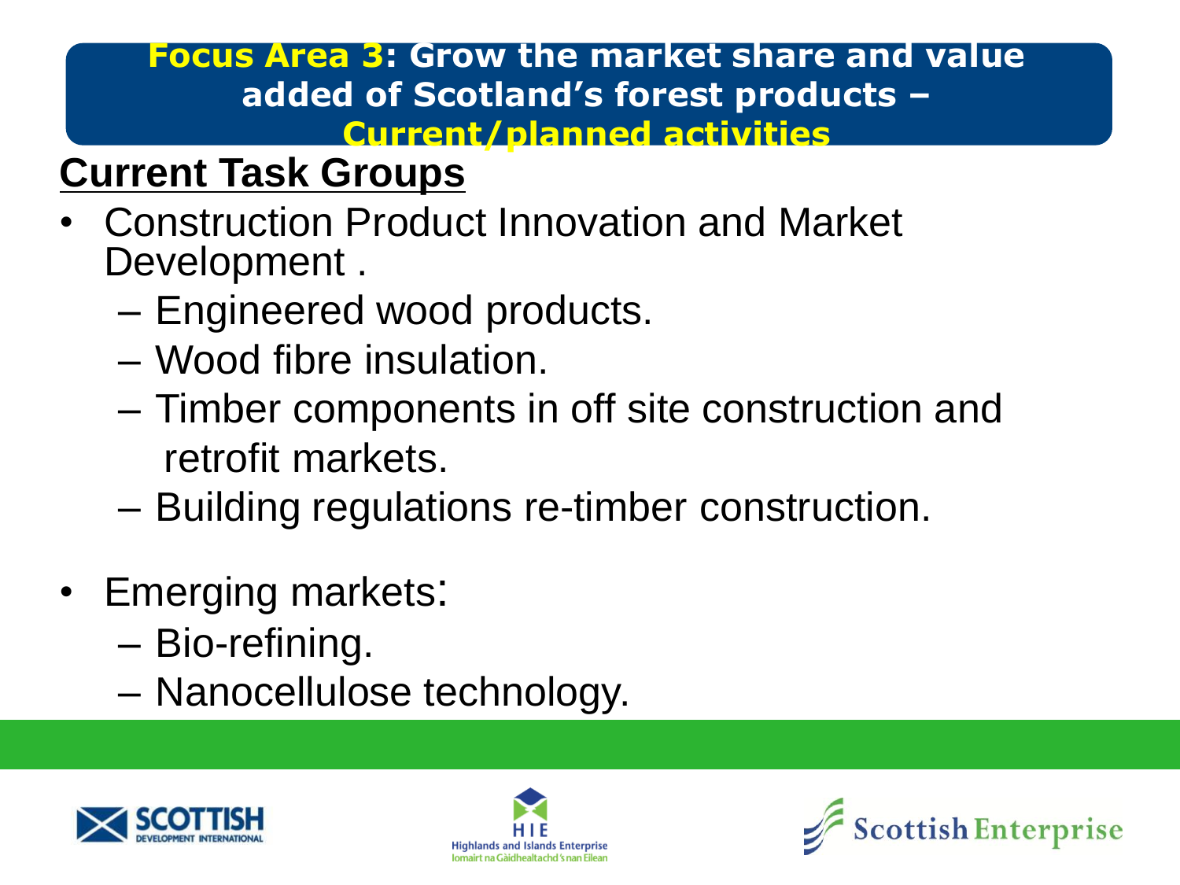# Focus Area 3: Grow the market share and value added of Scotland's forest products – Current/planned activities

## Current Task Groups

- Construction Product Innovation and Market Development .
  - Engineered wood products.
  - Wood fibre insulation.
  - Timber components in off site construction and retrofit markets.
  - Building regulations re-timber construction.
- Emerging markets:
  - Bio-refining.
  - Nanocellulose technology.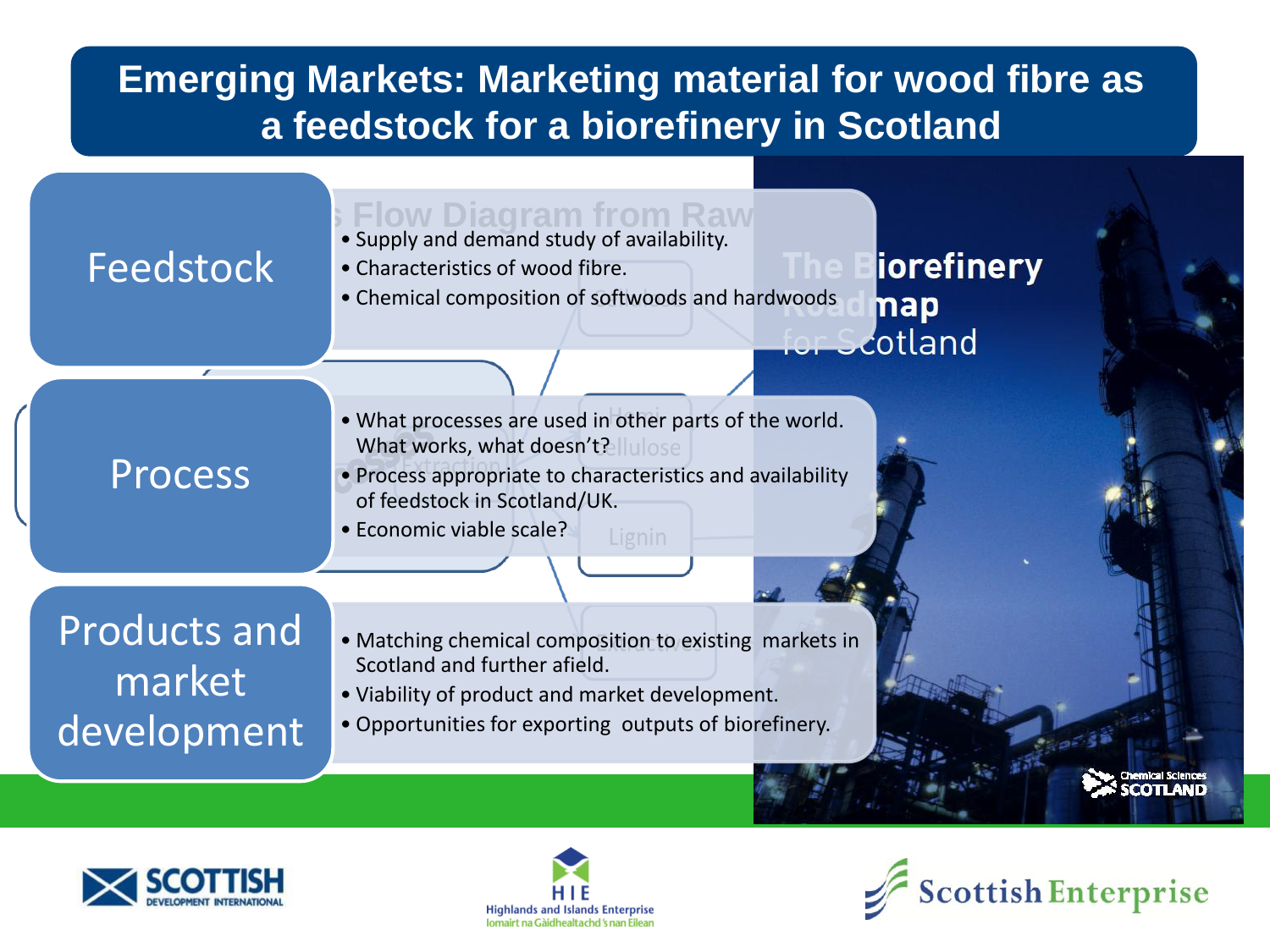# Emerging Markets: Marketing material for wood fibre as a feedstock for a biorefinery in Scotland

## Feedstock

- Supply and demand study of availability.
- Characteristics of wood fibre.
- Chemical composition of softwoods and hardwoods

## Process

- What processes are used in other parts of the world. What works, what doesn't?
- Process appropriate to characteristics and availability of feedstock in Scotland/UK.
- Economic viable scale?

## Products and market development

- Matching chemical composition to existing markets in Scotland and further afield.
- Viability of product and market development.
- Opportunities for exporting outputs of biorefinery.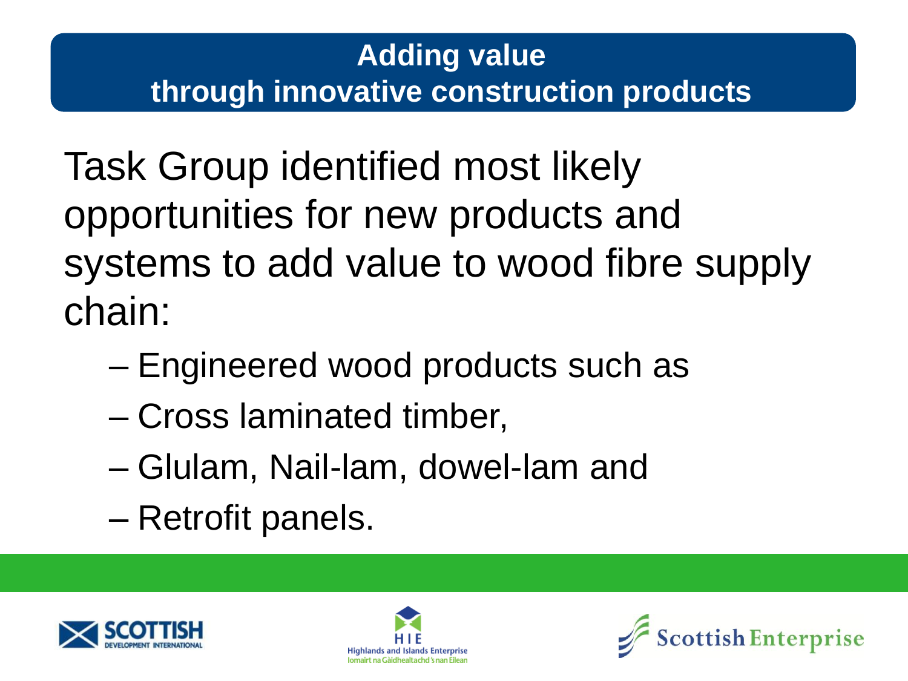# Adding value through innovative construction products

Task Group identified most likely opportunities for new products and systems to add value to wood fibre supply chain:

- Engineered wood products such as
- Cross laminated timber,
- Glulam, Nail-lam, dowel-lam and
- Retrofit panels.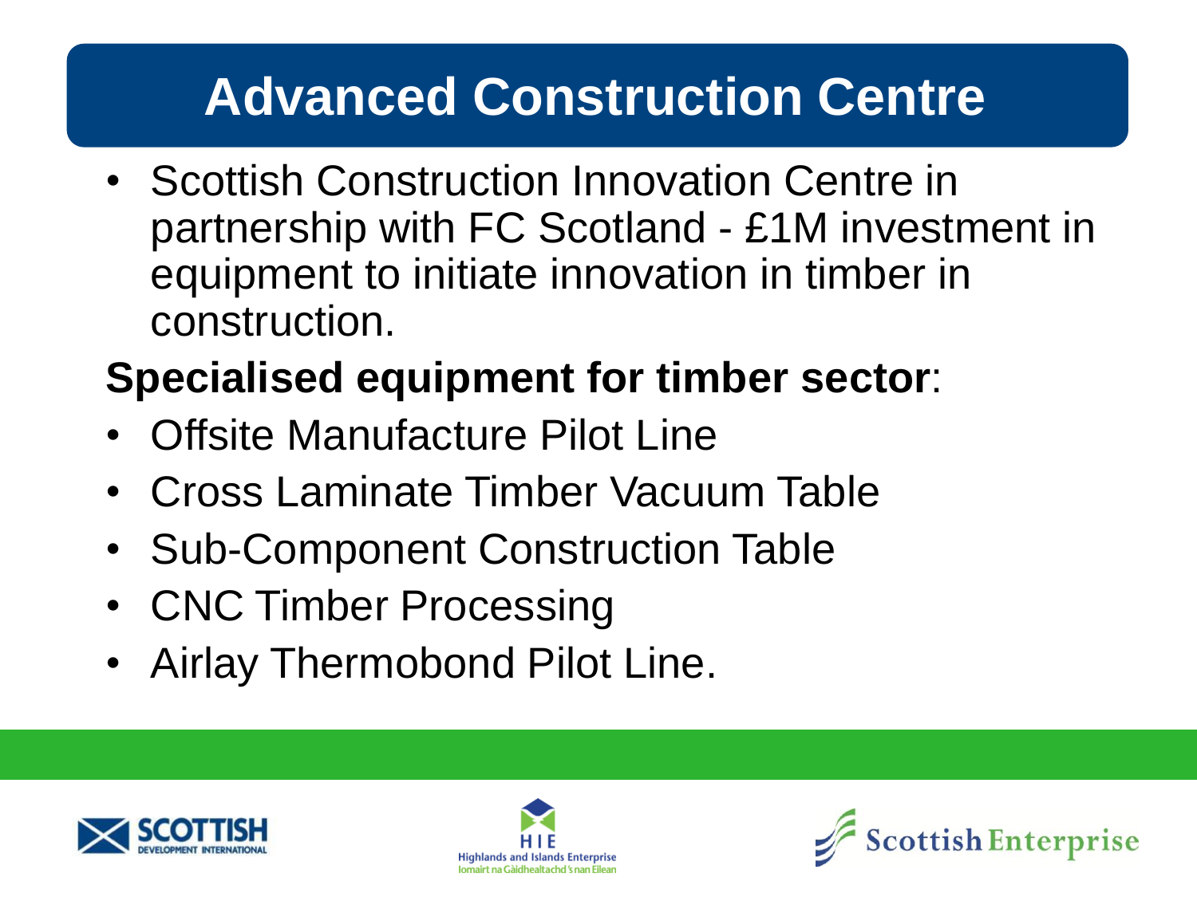# Advanced Construction Centre

- Scottish Construction Innovation Centre in partnership with FC Scotland - £1M investment in equipment to initiate innovation in timber in construction.

**Specialised equipment for timber sector**:

- Offsite Manufacture Pilot Line
- Cross Laminate Timber Vacuum Table
- Sub-Component Construction Table
- CNC Timber Processing
- Airlay Thermobond Pilot Line.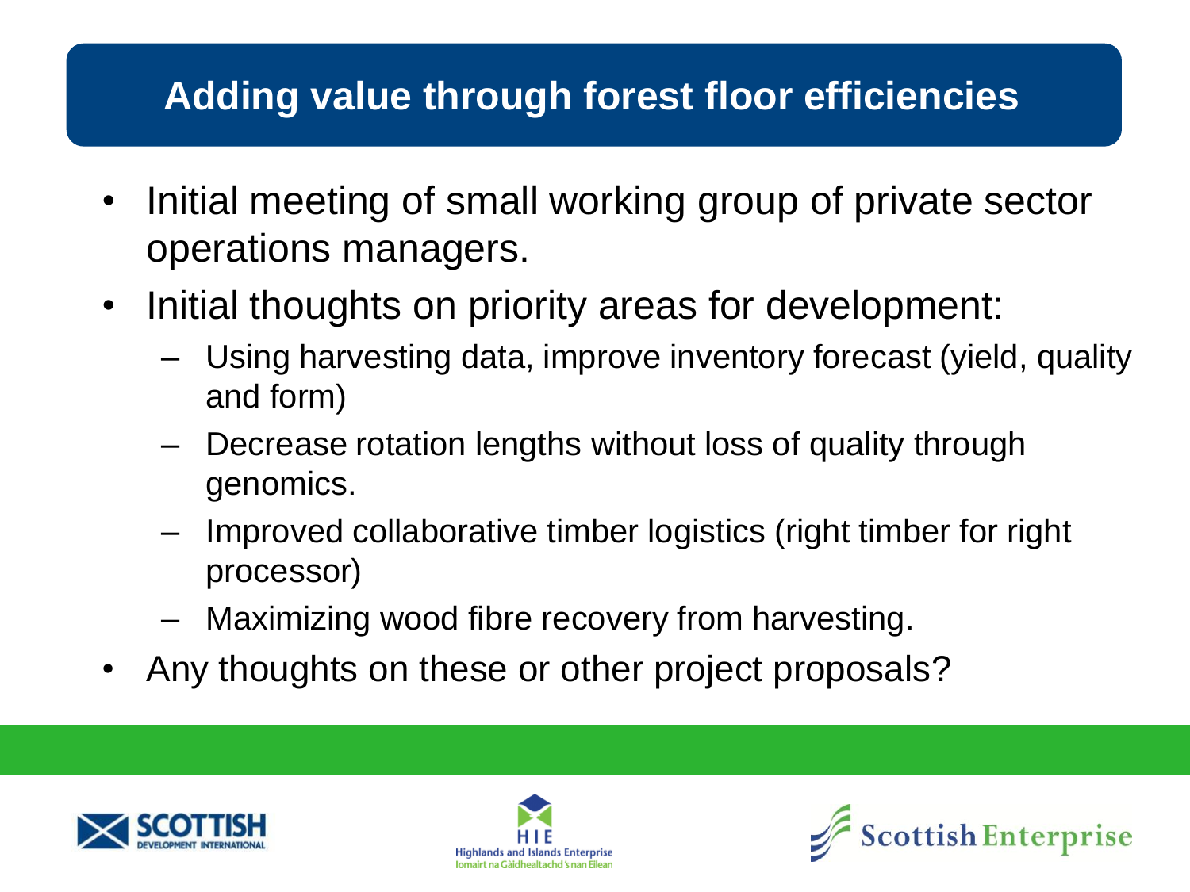# Adding value through forest floor efficiencies

- Initial meeting of small working group of private sector operations managers.
- Initial thoughts on priority areas for development:
  - Using harvesting data, improve inventory forecast (yield, quality and form)
  - Decrease rotation lengths without loss of quality through genomics.
  - Improved collaborative timber logistics (right timber for right processor)
  - Maximizing wood fibre recovery from harvesting.
- Any thoughts on these or other project proposals?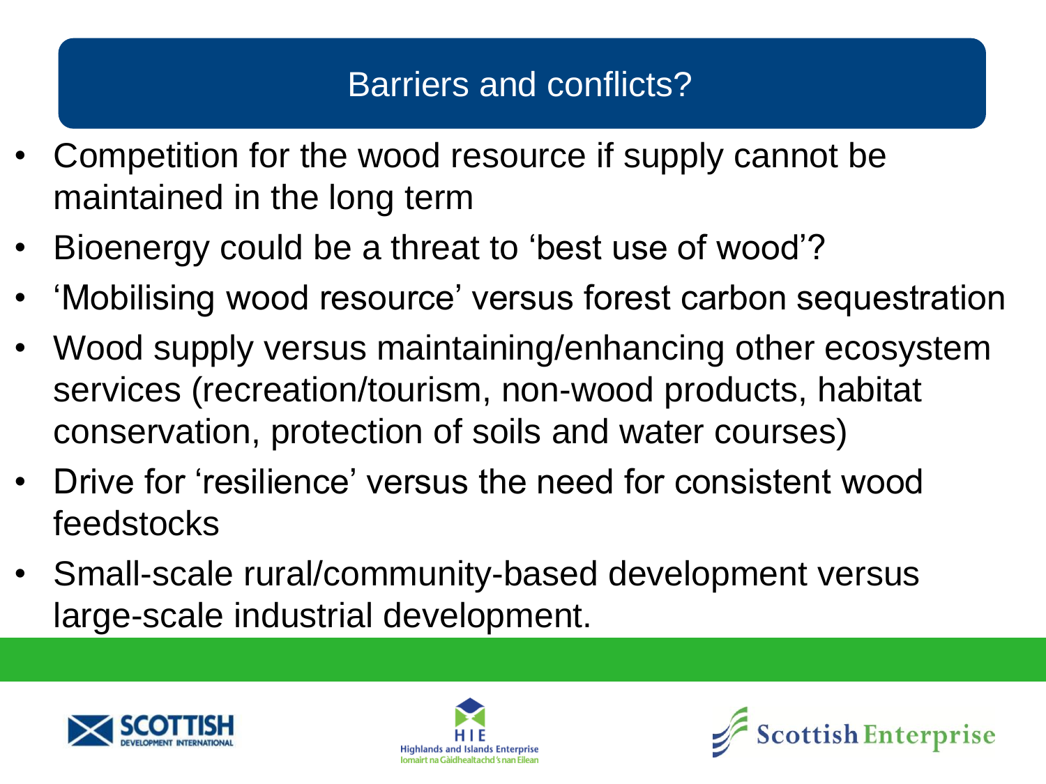# Barriers and conflicts?

- Competition for the wood resource if supply cannot be maintained in the long term
- Bioenergy could be a threat to 'best use of wood'?
- 'Mobilising wood resource' versus forest carbon sequestration
- Wood supply versus maintaining/enhancing other ecosystem services (recreation/tourism, non-wood products, habitat conservation, protection of soils and water courses)
- Drive for 'resilience' versus the need for consistent wood feedstocks
- Small-scale rural/community-based development versus large-scale industrial development.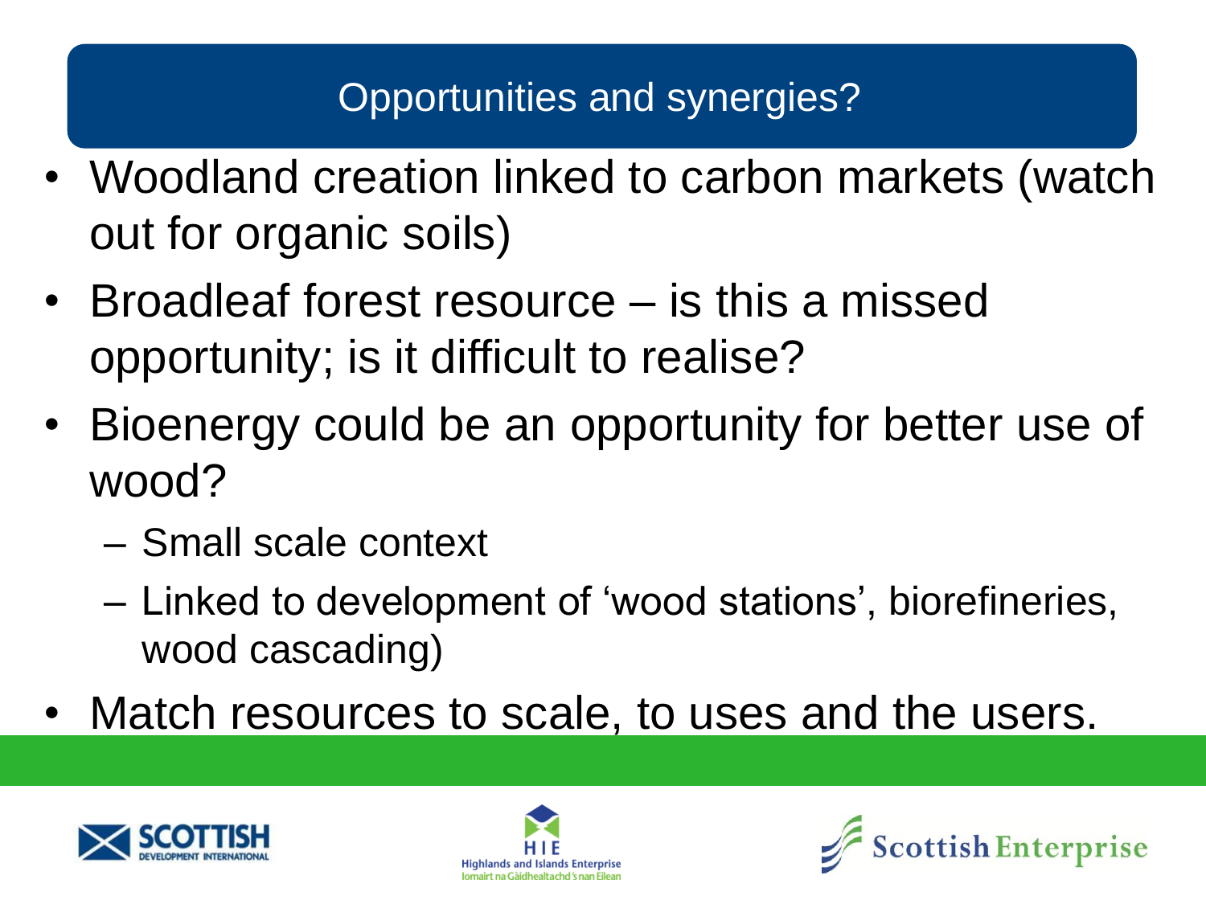## Opportunities and synergies?

- Woodland creation linked to carbon markets (watch out for organic soils)
- Broadleaf forest resource – is this a missed opportunity; is it difficult to realise?
- Bioenergy could be an opportunity for better use of wood?
  - Small scale context
  - Linked to development of 'wood stations', biorefineries, wood cascading)
- Match resources to scale, to uses and the users.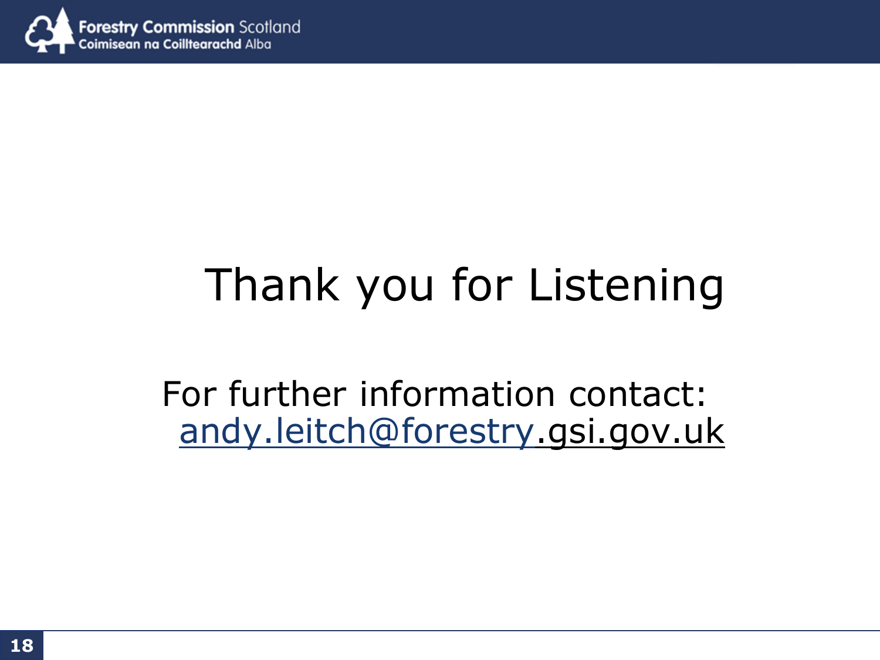# Thank you for Listening

For further information contact:
andy.leitch@forestry.gsi.gov.uk